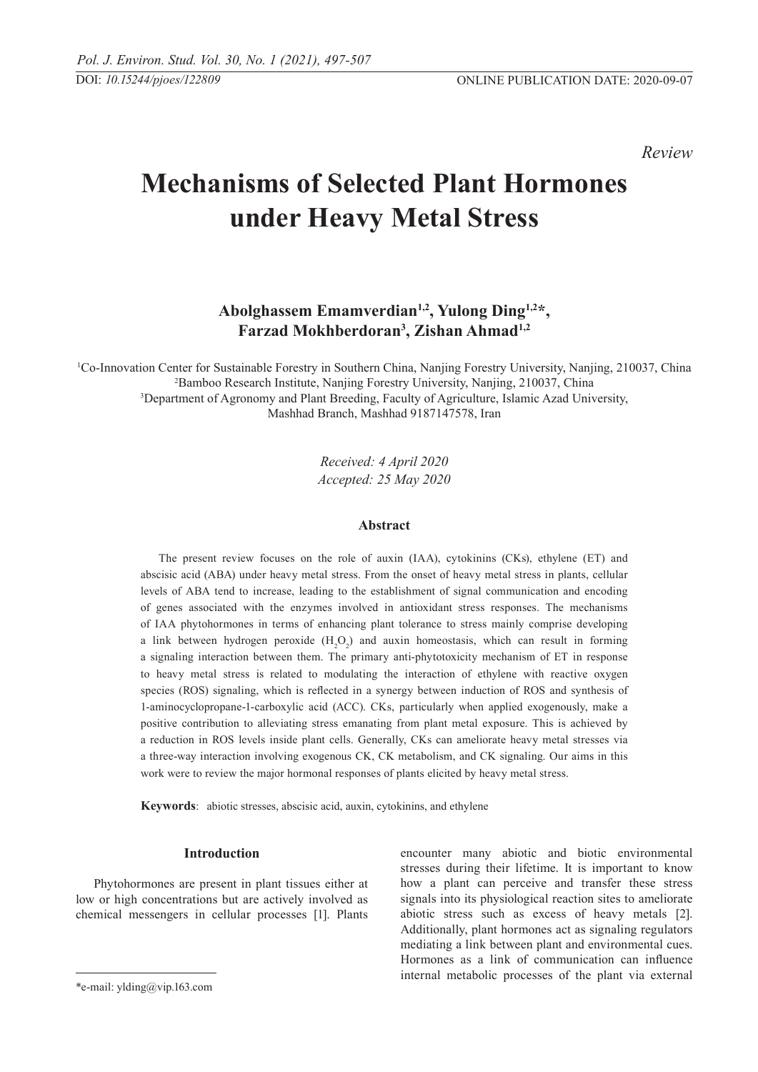DOI: *10.15244/pjoes/122809*

ONLINE PUBLICATION DATE: 2020-09-07

*Review*

# Mechanisms of Selected Plant Hormones under Heavy Metal Stress

**Abolghassem Emamverdian[1,2], Yulong Ding[1,2]*, Farzad Mokhberdoran[3], Zishan Ahmad[1,2]**

[1]Co-Innovation Center for Sustainable Forestry in Southern China, Nanjing Forestry University, Nanjing, 210037, China
[2]Bamboo Research Institute, Nanjing Forestry University, Nanjing, 210037, China
[3]Department of Agronomy and Plant Breeding, Faculty of Agriculture, Islamic Azad University, Mashhad Branch, Mashhad 9187147578, Iran

*Received: 4 April 2020*
*Accepted: 25 May 2020*

## Abstract

The present review focuses on the role of auxin (IAA), cytokinins (CKs), ethylene (ET) and abscisic acid (ABA) under heavy metal stress. From the onset of heavy metal stress in plants, cellular levels of ABA tend to increase, leading to the establishment of signal communication and encoding of genes associated with the enzymes involved in antioxidant stress responses. The mechanisms of IAA phytohormones in terms of enhancing plant tolerance to stress mainly comprise developing a link between hydrogen peroxide ($H_2O_2$) and auxin homeostasis, which can result in forming a signaling interaction between them. The primary anti-phytotoxicity mechanism of ET in response to heavy metal stress is related to modulating the interaction of ethylene with reactive oxygen species (ROS) signaling, which is reflected in a synergy between induction of ROS and synthesis of 1-aminocyclopropane-1-carboxylic acid (ACC). CKs, particularly when applied exogenously, make a positive contribution to alleviating stress emanating from plant metal exposure. This is achieved by a reduction in ROS levels inside plant cells. Generally, CKs can ameliorate heavy metal stresses via a three-way interaction involving exogenous CK, CK metabolism, and CK signaling. Our aims in this work were to review the major hormonal responses of plants elicited by heavy metal stress.

**Keywords**: abiotic stresses, abscisic acid, auxin, cytokinins, and ethylene

## Introduction

Phytohormones are present in plant tissues either at low or high concentrations but are actively involved as chemical messengers in cellular processes [1]. Plants encounter many abiotic and biotic environmental stresses during their lifetime. It is important to know how a plant can perceive and transfer these stress signals into its physiological reaction sites to ameliorate abiotic stress such as excess of heavy metals [2]. Additionally, plant hormones act as signaling regulators mediating a link between plant and environmental cues. Hormones as a link of communication can influence internal metabolic processes of the plant via external

*e-mail: ylding@vip.163.com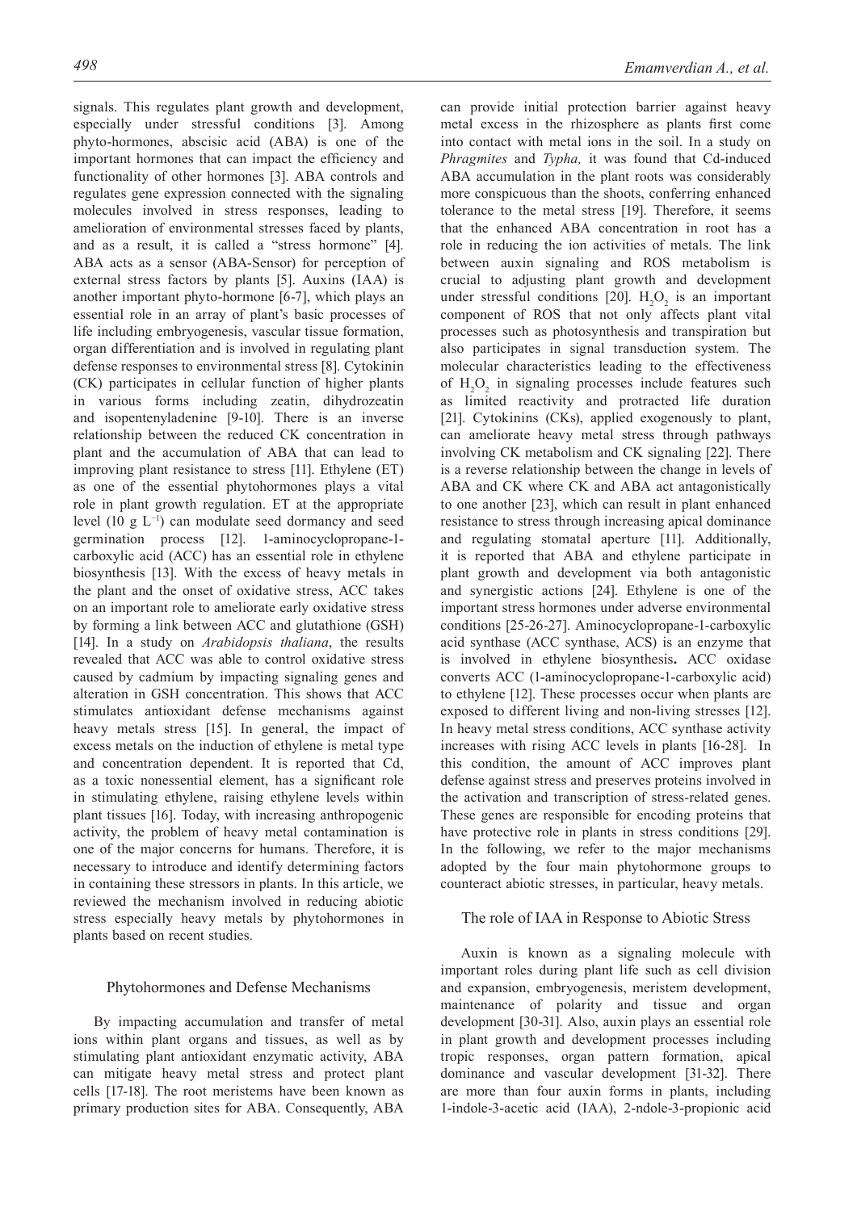signals. This regulates plant growth and development, especially under stressful conditions [3]. Among phyto-hormones, abscisic acid (ABA) is one of the important hormones that can impact the efficiency and functionality of other hormones [3]. ABA controls and regulates gene expression connected with the signaling molecules involved in stress responses, leading to amelioration of environmental stresses faced by plants, and as a result, it is called a "stress hormone" [4]. ABA acts as a sensor (ABA-Sensor) for perception of external stress factors by plants [5]. Auxins (IAA) is another important phyto-hormone [6-7], which plays an essential role in an array of plant's basic processes of life including embryogenesis, vascular tissue formation, organ differentiation and is involved in regulating plant defense responses to environmental stress [8]. Cytokinin (CK) participates in cellular function of higher plants in various forms including zeatin, dihydrozeatin and isopentenyladenine [9-10]. There is an inverse relationship between the reduced CK concentration in plant and the accumulation of ABA that can lead to improving plant resistance to stress [11]. Ethylene (ET) as one of the essential phytohormones plays a vital role in plant growth regulation. ET at the appropriate level (10 g $L^{-1}$) can modulate seed dormancy and seed germination process [12]. 1-aminocyclopropane-1-carboxylic acid (ACC) has an essential role in ethylene biosynthesis [13]. With the excess of heavy metals in the plant and the onset of oxidative stress, ACC takes on an important role to ameliorate early oxidative stress by forming a link between ACC and glutathione (GSH) [14]. In a study on *Arabidopsis thaliana*, the results revealed that ACC was able to control oxidative stress caused by cadmium by impacting signaling genes and alteration in GSH concentration. This shows that ACC stimulates antioxidant defense mechanisms against heavy metals stress [15]. In general, the impact of excess metals on the induction of ethylene is metal type and concentration dependent. It is reported that Cd, as a toxic nonessential element, has a significant role in stimulating ethylene, raising ethylene levels within plant tissues [16]. Today, with increasing anthropogenic activity, the problem of heavy metal contamination is one of the major concerns for humans. Therefore, it is necessary to introduce and identify determining factors in containing these stressors in plants. In this article, we reviewed the mechanism involved in reducing abiotic stress especially heavy metals by phytohormones in plants based on recent studies.

## Phytohormones and Defense Mechanisms

By impacting accumulation and transfer of metal ions within plant organs and tissues, as well as by stimulating plant antioxidant enzymatic activity, ABA can mitigate heavy metal stress and protect plant cells [17-18]. The root meristems have been known as primary production sites for ABA. Consequently, ABA can provide initial protection barrier against heavy metal excess in the rhizosphere as plants first come into contact with metal ions in the soil. In a study on *Phragmites* and *Typha,* it was found that Cd-induced ABA accumulation in the plant roots was considerably more conspicuous than the shoots, conferring enhanced tolerance to the metal stress [19]. Therefore, it seems that the enhanced ABA concentration in root has a role in reducing the ion activities of metals. The link between auxin signaling and ROS metabolism is crucial to adjusting plant growth and development under stressful conditions [20]. $H_2O_2$ is an important component of ROS that not only affects plant vital processes such as photosynthesis and transpiration but also participates in signal transduction system. The molecular characteristics leading to the effectiveness of $H_2O_2$ in signaling processes include features such as limited reactivity and protracted life duration [21]. Cytokinins (CKs), applied exogenously to plant, can ameliorate heavy metal stress through pathways involving CK metabolism and CK signaling [22]. There is a reverse relationship between the change in levels of ABA and CK where CK and ABA act antagonistically to one another [23], which can result in plant enhanced resistance to stress through increasing apical dominance and regulating stomatal aperture [11]. Additionally, it is reported that ABA and ethylene participate in plant growth and development via both antagonistic and synergistic actions [24]. Ethylene is one of the important stress hormones under adverse environmental conditions [25-26-27]. Aminocyclopropane-1-carboxylic acid synthase (ACC synthase, ACS) is an enzyme that is involved in ethylene biosynthesis**.** ACC oxidase converts ACC (1-aminocyclopropane-1-carboxylic acid) to ethylene [12]. These processes occur when plants are exposed to different living and non-living stresses [12]. In heavy metal stress conditions, ACC synthase activity increases with rising ACC levels in plants [16-28]. In this condition, the amount of ACC improves plant defense against stress and preserves proteins involved in the activation and transcription of stress-related genes. These genes are responsible for encoding proteins that have protective role in plants in stress conditions [29]. In the following, we refer to the major mechanisms adopted by the four main phytohormone groups to counteract abiotic stresses, in particular, heavy metals.

## The role of IAA in Response to Abiotic Stress

Auxin is known as a signaling molecule with important roles during plant life such as cell division and expansion, embryogenesis, meristem development, maintenance of polarity and tissue and organ development [30-31]. Also, auxin plays an essential role in plant growth and development processes including tropic responses, organ pattern formation, apical dominance and vascular development in plants [31-32]. There are more than four auxin forms in plants, including 1-indole-3-acetic acid (IAA), 2-ndole-3-propionic acid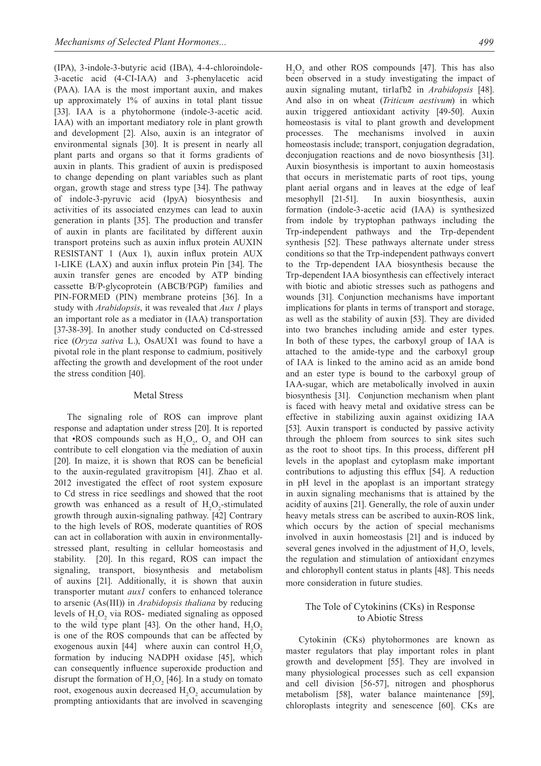(IPA), 3-indole-3-butyric acid (IBA), 4-4-chloroindole-3-acetic acid (4-CI-IAA) and 3-phenylacetic acid (PAA). IAA is the most important auxin, and makes up approximately 1% of auxins in total plant tissue [33]. IAA is a phytohormone (indole-3-acetic acid. IAA) with an important mediatory role in plant growth and development [2]. Also, auxin is an integrator of environmental signals [30]. It is present in nearly all plant parts and organs so that it forms gradients of auxin in plants. This gradient of auxin is predisposed to change depending on plant variables such as plant organ, growth stage and stress type [34]. The pathway of indole-3-pyruvic acid (IpyA) biosynthesis and activities of its associated enzymes can lead to auxin generation in plants [35]. The production and transfer of auxin in plants are facilitated by different auxin transport proteins such as auxin influx protein AUXIN RESISTANT 1 (Aux 1), auxin influx protein AUX 1-LIKE (LAX) and auxin influx protein Pin [34]. The auxin transfer genes are encoded by ATP binding cassette B/P-glycoprotein (ABCB/PGP) families and PIN-FORMED (PIN) membrane proteins [36]. In a study with *Arabidopsis*, it was revealed that *Aux 1* plays an important role as a mediator in (IAA) transportation [37-38-39]. In another study conducted on Cd-stressed rice (*Oryza sativa* L.), OsAUX1 was found to have a pivotal role in the plant response to cadmium, positively affecting the growth and development of the root under the stress condition [40].

## Metal Stress

The signaling role of ROS can improve plant response and adaptation under stress [20]. It is reported that •ROS compounds such as $H_2O_2$, $O_2$ and OH can contribute to cell elongation via the mediation of auxin [20]. In maize, it is shown that ROS can be beneficial to the auxin-regulated gravitropism [41]. Zhao et al. 2012 investigated the effect of root system exposure to Cd stress in rice seedlings and showed that the root growth was enhanced as a result of $H_2O_2$-stimulated growth through auxin-signaling pathway. [42] Contrary to the high levels of ROS, moderate quantities of ROS can act in collaboration with auxin in environmentally-stressed plant, resulting in cellular homeostasis and stability. [20]. In this regard, ROS can impact the signaling, transport, biosynthesis and metabolism of auxins [21]. Additionally, it is shown that auxin transporter mutant *aux1* confers to enhanced tolerance to arsenic (As(III)) in *Arabidopsis thaliana* by reducing levels of $H_2O_2$ via ROS- mediated signaling as opposed to the wild type plant [43]. On the other hand, $H_2O_2$ is one of the ROS compounds that can be affected by exogenous auxin [44] where auxin can control $H_2O_2$ formation by inducing NADPH oxidase [45], which can consequently influence superoxide production and disrupt the formation of $H_2O_2$ [46]. In a study on tomato root, exogenous auxin decreased $H_2O_2$ accumulation by prompting antioxidants that are involved in scavenging $H_2O_2$ and other ROS compounds [47]. This has also been observed in a study investigating the impact of auxin signaling mutant, tir1afb2 in *Arabidopsis* [48]. And also in on wheat (*Triticum aestivum*) in which auxin triggered antioxidant activity [49-50]. Auxin homeostasis is vital to plant growth and development processes. The mechanisms involved in auxin homeostasis include; transport, conjugation degradation, deconjugation reactions and de novo biosynthesis [31]. Auxin biosynthesis is important to auxin homeostasis that occurs in meristematic parts of root tips, young plant aerial organs and in leaves at the edge of leaf mesophyll [21-51]. In auxin biosynthesis, auxin formation (indole-3-acetic acid (IAA) is synthesized from indole by tryptophan pathways including the Trp-independent pathways and the Trp-dependent synthesis [52]. These pathways alternate under stress conditions so that the Trp-independent pathways convert to the Trp-dependent IAA biosynthesis because the Trp-dependent IAA biosynthesis can effectively interact with biotic and abiotic stresses such as pathogens and wounds [31]. Conjunction mechanisms have important implications for plants in terms of transport and storage, as well as the stability of auxin [53]. They are divided into two branches including amide and ester types. In both of these types, the carboxyl group of IAA is attached to the amide-type and the carboxyl group of IAA is linked to the amino acid as an amide bond and an ester type is bound to the carboxyl group of IAA-sugar, which are metabolically involved in auxin biosynthesis [31]. Conjunction mechanism when plant is faced with heavy metal and oxidative stress can be effective in stabilizing auxin against oxidizing IAA [53]. Auxin transport is conducted by passive activity through the phloem from sources to sink sites such as the root to shoot tips. In this process, different pH levels in the apoplast and cytoplasm make important contributions to adjusting this efflux [54]. A reduction in pH level in the apoplast is an important strategy in auxin signaling mechanisms that is attained by the acidity of auxins [21]. Generally, the role of auxin under heavy metals stress can be ascribed to auxin-ROS link, which occurs by the action of special mechanisms involved in auxin homeostasis [21] and is induced by several genes involved in the adjustment of $H_2O_2$ levels, the regulation and stimulation of antioxidant enzymes and chlorophyll content status in plants [48]. This needs more consideration in future studies.

## The Tole of Cytokinins (CKs) in Response to Abiotic Stress

Cytokinin (CKs) phytohormones are known as master regulators that play important roles in plant growth and development [55]. They are involved in many physiological processes such as cell expansion and cell division [56-57], nitrogen and phosphorus metabolism [58], water balance maintenance [59], chloroplasts integrity and senescence [60]. CKs are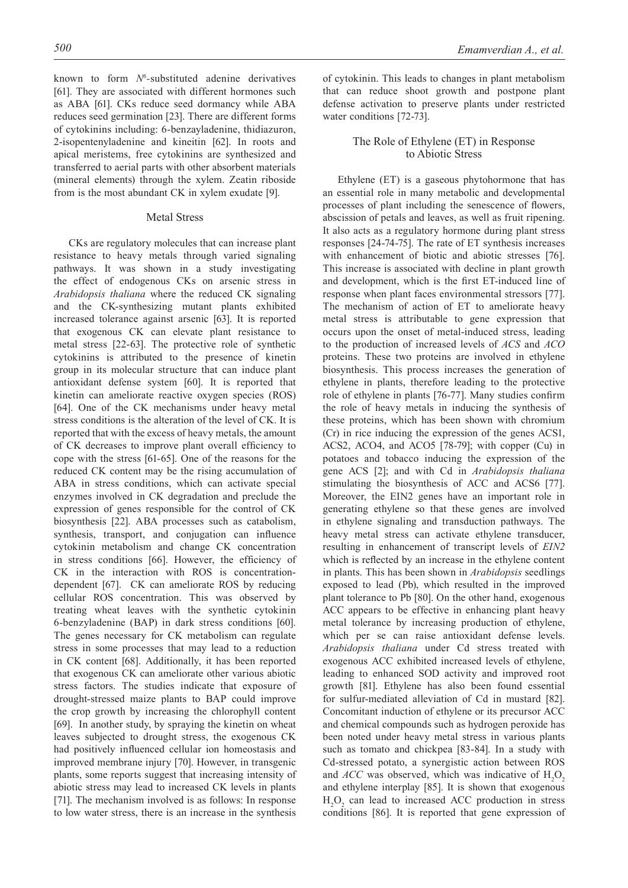known to form $N^6$-substituted adenine derivatives [61]. They are associated with different hormones such as ABA [61]. CKs reduce seed dormancy while ABA reduces seed germination [23]. There are different forms of cytokinins including: 6-benzayladenine, thidiazuron, 2-isopentenyladenine and kineitin [62]. In roots and apical meristems, free cytokinins are synthesized and transferred to aerial parts with other absorbent materials (mineral elements) through the xylem. Zeatin riboside from is the most abundant CK in xylem exudate [9].

### Metal Stress

CKs are regulatory molecules that can increase plant resistance to heavy metals through varied signaling pathways. It was shown in a study investigating the effect of endogenous CKs on arsenic stress in *Arabidopsis thaliana* where the reduced CK signaling and the CK-synthesizing mutant plants exhibited increased tolerance against arsenic [63]. It is reported that exogenous CK can elevate plant resistance to metal stress [22-63]. The protective role of synthetic cytokinins is attributed to the presence of kinetin group in its molecular structure that can induce plant antioxidant defense system [60]. It is reported that kinetin can ameliorate reactive oxygen species (ROS) [64]. One of the CK mechanisms under heavy metal stress conditions is the alteration of the level of CK. It is reported that with the excess of heavy metals, the amount of CK decreases to improve plant overall efficiency to cope with the stress [61-65]. One of the reasons for the reduced CK content may be the rising accumulation of ABA in stress conditions, which can activate special enzymes involved in CK degradation and preclude the expression of genes responsible for the control of CK biosynthesis [22]. ABA processes such as catabolism, synthesis, transport, and conjugation can influence cytokinin metabolism and change CK concentration in stress conditions [66]. However, the efficiency of CK in the interaction with ROS is concentration-dependent [67]. CK can ameliorate ROS by reducing cellular ROS concentration. This was observed by treating wheat leaves with the synthetic cytokinin 6-benzyladenine (BAP) in dark stress conditions [60]. The genes necessary for CK metabolism can regulate stress in some processes that may lead to a reduction in CK content [68]. Additionally, it has been reported that exogenous CK can ameliorate other various abiotic stress factors. The studies indicate that exposure of drought-stressed maize plants to BAP could improve the crop growth by increasing the chlorophyll content [69]. In another study, by spraying the kinetin on wheat leaves subjected to drought stress, the exogenous CK had positively influenced cellular ion homeostasis and improved membrane injury [70]. However, in transgenic plants, some reports suggest that increasing intensity of abiotic stress may lead to increased CK levels in plants [71]. The mechanism involved is as follows: In response to low water stress, there is an increase in the synthesis of cytokinin. This leads to changes in plant metabolism that can reduce shoot growth and postpone plant defense activation to preserve plants under restricted water conditions [72-73].

## The Role of Ethylene (ET) in Response to Abiotic Stress

Ethylene (ET) is a gaseous phytohormone that has an essential role in many metabolic and developmental processes of plant including the senescence of flowers, abscission of petals and leaves, as well as fruit ripening. It also acts as a regulatory hormone during plant stress responses [24-74-75]. The rate of ET synthesis increases with enhancement of biotic and abiotic stresses [76]. This increase is associated with decline in plant growth and development, which is the first ET-induced line of response when plant faces environmental stressors [77]. The mechanism of action of ET to ameliorate heavy metal stress is attributable to gene expression that occurs upon the onset of metal-induced stress, leading to the production of increased levels of *ACS* and *ACO* proteins. These two proteins are involved in ethylene biosynthesis. This process increases the generation of ethylene in plants, therefore leading to the protective role of ethylene in plants [76-77]. Many studies confirm the role of heavy metals in inducing the synthesis of these proteins, which has been shown with chromium (Cr) in rice inducing the expression of the genes ACS1, ACS2, ACO4, and ACO5 [78-79]; with copper (Cu) in potatoes and tobacco inducing the expression of the gene ACS [2]; and with Cd in *Arabidopsis thaliana* stimulating the biosynthesis of ACC and ACS6 [77]. Moreover, the EIN2 genes have an important role in generating ethylene so that these genes are involved in ethylene signaling and transduction pathways. The heavy metal stress can activate ethylene transducer, resulting in enhancement of transcript levels of *EIN2* which is reflected by an increase in the ethylene content in plants. This has been shown in *Arabidopsis* seedlings exposed to lead (Pb), which resulted in the improved plant tolerance to Pb [80]. On the other hand, exogenous ACC appears to be effective in enhancing plant heavy metal tolerance by increasing production of ethylene, which per se can raise antioxidant defense levels. *Arabidopsis thaliana* under Cd stress treated with exogenous ACC exhibited increased levels of ethylene, leading to enhanced SOD activity and improved root growth [81]. Ethylene has also been found essential for sulfur-mediated alleviation of Cd in mustard [82]. Concomitant induction of ethylene or its precursor ACC and chemical compounds such as hydrogen peroxide has been noted under heavy metal stress in various plants such as tomato and chickpea [83-84]. In a study with Cd-stressed potato, a synergistic action between ROS and *ACC* was observed, which was indicative of $H_2O_2$ and ethylene interplay [85]. It is shown that exogenous $H_2O_2$ can lead to increased ACC production in stress conditions [86]. It is reported that gene expression of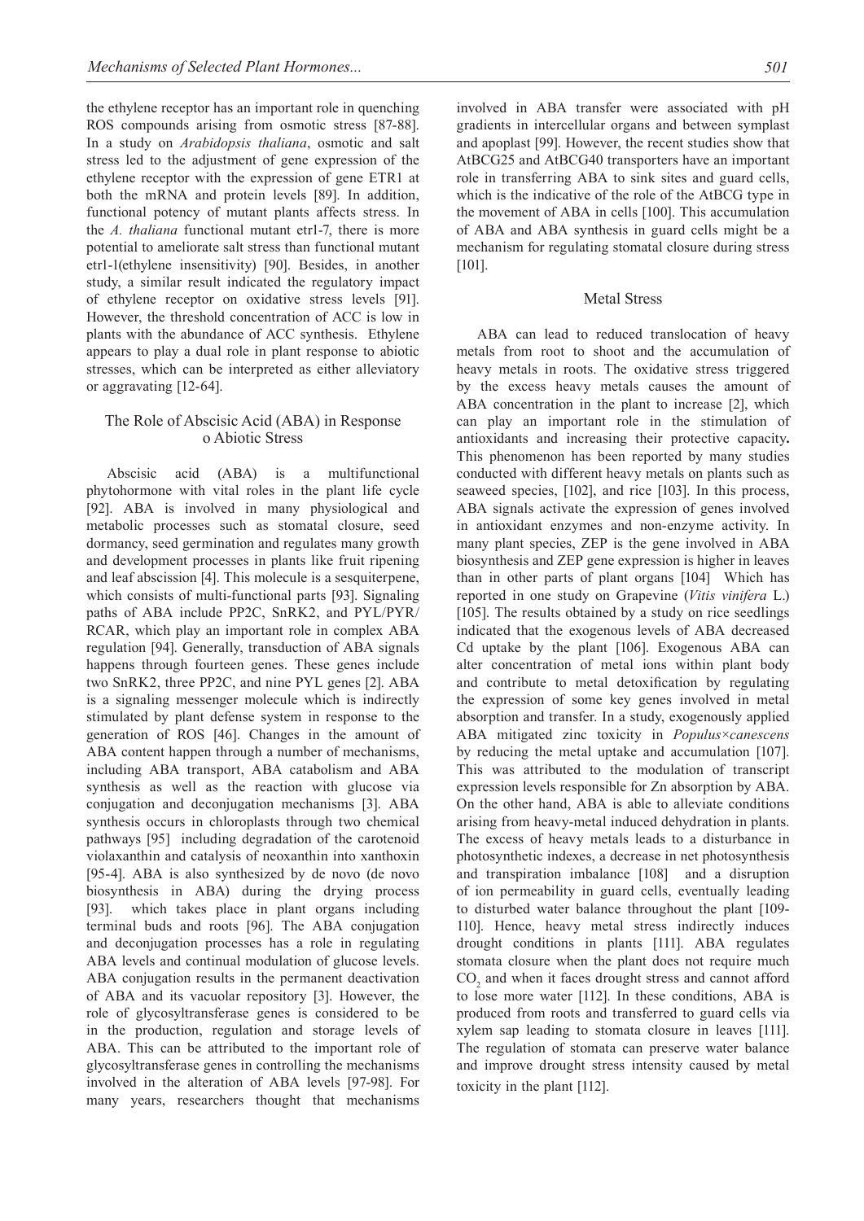the ethylene receptor has an important role in quenching ROS compounds arising from osmotic stress [87-88]. In a study on *Arabidopsis thaliana*, osmotic and salt stress led to the adjustment of gene expression of the ethylene receptor with the expression of gene ETR1 at both the mRNA and protein levels [89]. In addition, functional potency of mutant plants affects stress. In the *A. thaliana* functional mutant etr1-7, there is more potential to ameliorate salt stress than functional mutant etr1-1(ethylene insensitivity) [90]. Besides, in another study, a similar result indicated the regulatory impact of ethylene receptor on oxidative stress levels [91]. However, the threshold concentration of ACC is low in plants with the abundance of ACC synthesis. Ethylene appears to play a dual role in plant response to abiotic stresses, which can be interpreted as either alleviatory or aggravating [12-64].

## The Role of Abscisic Acid (ABA) in Response o Abiotic Stress

Abscisic acid (ABA) is a multifunctional phytohormone with vital roles in the plant life cycle [92]. ABA is involved in many physiological and metabolic processes such as stomatal closure, seed dormancy, seed germination and regulates many growth and development processes in plants like fruit ripening and leaf abscission [4]. This molecule is a sesquiterpene, which consists of multi-functional parts [93]. Signaling paths of ABA include PP2C, SnRK2, and PYL/PYR/RCAR, which play an important role in complex ABA regulation [94]. Generally, transduction of ABA signals happens through fourteen genes. These genes include two SnRK2, three PP2C, and nine PYL genes [2]. ABA is a signaling messenger molecule which is indirectly stimulated by plant defense system in response to the generation of ROS [46]. Changes in the amount of ABA content happen through a number of mechanisms, including ABA transport, ABA catabolism and ABA synthesis as well as the reaction with glucose via conjugation and deconjugation mechanisms [3]. ABA synthesis occurs in chloroplasts through two chemical pathways [95] including degradation of the carotenoid violaxanthin and catalysis of neoxanthin into xanthoxin [95-4]. ABA is also synthesized by de novo (de novo biosynthesis in ABA) during the drying process [93]. which takes place in plant organs including terminal buds and roots [96]. The ABA conjugation and deconjugation processes has a role in regulating ABA levels and continual modulation of glucose levels. ABA conjugation results in the permanent deactivation of ABA and its vacuolar repository [3]. However, the role of glycosyltransferase genes is considered to be in the production, regulation and storage levels of ABA. This can be attributed to the important role of glycosyltransferase genes in controlling the mechanisms involved in the alteration of ABA levels [97-98]. For many years, researchers thought that mechanisms involved in ABA transfer were associated with pH gradients in intercellular organs and between symplast and apoplast [99]. However, the recent studies show that AtBCG25 and AtBCG40 transporters have an important role in transferring ABA to sink sites and guard cells, which is the indicative of the role of the AtBCG type in the movement of ABA in cells [100]. This accumulation of ABA and ABA synthesis in guard cells might be a mechanism for regulating stomatal closure during stress [101].

### Metal Stress

ABA can lead to reduced translocation of heavy metals from root to shoot and the accumulation of heavy metals in roots. The oxidative stress triggered by the excess heavy metals causes the amount of ABA concentration in the plant to increase [2], which can play an important role in the stimulation of antioxidants and increasing their protective capacity**.** This phenomenon has been reported by many studies conducted with different heavy metals on plants such as seaweed species, [102], and rice [103]. In this process, ABA signals activate the expression of genes involved in antioxidant enzymes and non-enzyme activity. In many plant species, ZEP is the gene involved in ABA biosynthesis and ZEP gene expression is higher in leaves than in other parts of plant organs [104] Which has reported in one study on Grapevine (*Vitis vinifera* L.) [105]. The results obtained by a study on rice seedlings indicated that the exogenous levels of ABA decreased Cd uptake by the plant [106]. Exogenous ABA can alter concentration of metal ions within plant body and contribute to metal detoxification by regulating the expression of some key genes involved in metal absorption and transfer. In a study, exogenously applied ABA mitigated zinc toxicity in *Populus×canescens* by reducing the metal uptake and accumulation [107]. This was attributed to the modulation of transcript expression levels responsible for Zn absorption by ABA. On the other hand, ABA is able to alleviate conditions arising from heavy-metal induced dehydration in plants. The excess of heavy metals leads to a disturbance in photosynthetic indexes, a decrease in net photosynthesis and transpiration imbalance [108] and a disruption of ion permeability in guard cells, eventually leading to disturbed water balance throughout the plant [109-110]. Hence, heavy metal stress indirectly induces drought conditions in plants [111]. ABA regulates stomata closure when the plant does not require much $CO_2$ and when it faces drought stress and cannot afford to lose more water [112]. In these conditions, ABA is produced from roots and transferred to guard cells via xylem sap leading to stomata closure in leaves [111]. The regulation of stomata can preserve water balance and improve drought stress intensity caused by metal toxicity in the plant [112].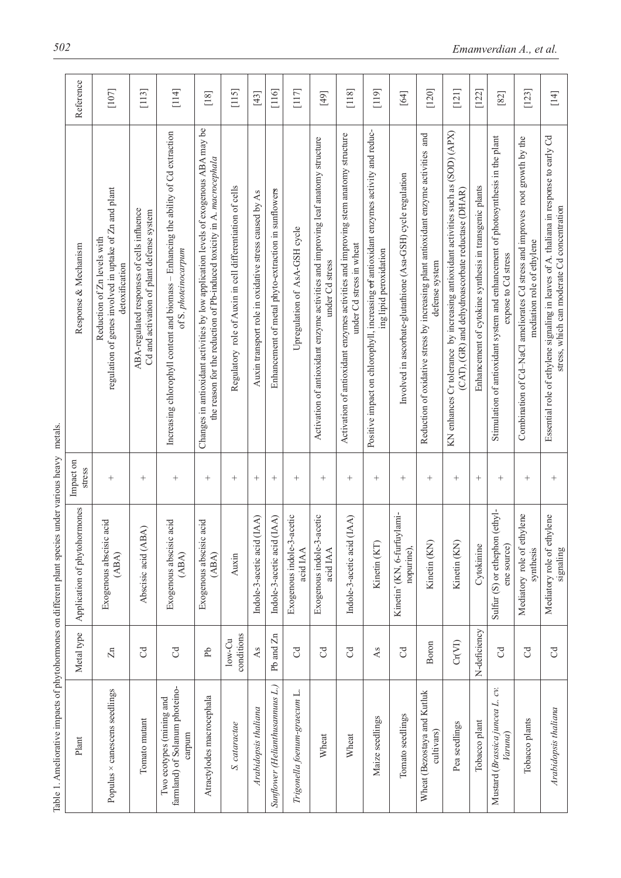Table 1. Ameliorative impacts of phytohormones on different plant species under various heavy metals.

| Plant | Metal type | Application of phytohormones | Impact on stress | Response & Mechanism | Reference |
|---|---|---|---|---|---|
| Populus × canescens seedlings | Zn | Exogenous abscisic acid (ABA) | + | Reduction of Zn levels with regulation of genes involved in uptake of Zn and plant detoxification | [107] |
| Tomato mutant | Cd | Abscisic acid (ABA) | + | ABA-regulated responses of cells influence Cd and activation of plant defense system | [113] |
| Two ecotypes (mining and farmland) of Solanum photeino-carpum | Cd | Exogenous abscisic acid (ABA) | + | Increasing chlorophyll content and biomass – Enhancing the ability of Cd extraction of *S. photeinocarpum* | [114] |
| Atractylodes macrocephala | Pb | Exogenous abscisic acid (ABA) | + | Changes in antioxidant activities by low application levels of exogenous ABA may be the reason for the reduction of Pb-induced toxicity in *A. macrocephala* | [18] |
| *S. cataractae* | low-Cu conditions | Auxin | + | Regulatory role of Auxin in cell differentiation of cells | [115] |
| *Arabidopsis thaliana* | As | Indole-3-acetic acid (IAA) | + | Auxin transport role in oxidative stress caused by As | [43] |
| *Sunflower (Helianthusannuus L.)* | Pb and Zn | Indole-3-acetic acid (IAA) | + | Enhancement of metal phyto-extraction in sunflowers | [116] |
| *Trigonella foenum-graecum* L. | Cd | Exogenous indole-3-acetic acid IAA | + | Upregulation of AsA-GSH cycle | [117] |
| Wheat | Cd | Exogenous indole-3-acetic acid IAA | + | Activation of antioxidant enzyme activities and improving leaf anatomy structure under Cd stress | [49] |
| Wheat | Cd | Indole-3-acetic acid (IAA) | + | Activation of antioxidant enzymes activities and improving stem anatomy structure under Cd stress in wheat | [118] |
| Maize seedlings | As | Kinetin (KT) | + | Positive impact on chlorophyll, increasing of antioxidant enzymes activity and reducing lipid peroxidation | [119] |
| Tomato seedlings | Cd | Kinetin' (KN, 6-furfurylami-nopurine), | + | Involved in ascorbate-glutathione (Asa-GSH) cycle regulation | [64] |
| Wheat (Bezostaya and Kutluk cultivars) | Boron | Kinetin (KN) | + | Reduction of oxidative stress by increasing plant antioxidant enzyme activities and defense system | [120] |
| Pea seedlings | Cr(VI) | Kinetin (KN) | + | KN enhances Cr tolerance by increasing antioxidant activities such as (SOD) (APX) (CAT), (GR) and dehydroascorbate reductase (DHAR) | [121] |
| Tobacco plant | N-deficiency | Cytokinine | + | Enhancement of cytokine synthesis in transgenic plants | [122] |
| Mustard (*Brassica juncea L. cv. Varuna*) | Cd | Sulfur (S) or ethephon (ethylene source) | + | Stimulation of antioxidant system and enhancement of photosynthesis in the plant expose to Cd stress | [82] |
| Tobacco plants | Cd | Mediatory role of ethylene synthesis | + | Combination of Cd–NaCl ameliorates Cd stress and improves root growth by the mediation role of ethylene | [123] |
| *Arabidopsis thaliana* | Cd | Mediatory role of ethylene signaling | + | Essential role of ethylene signaling in leaves of A. thaliana in response to early Cd stress, which can moderate Cd concentration | [14] |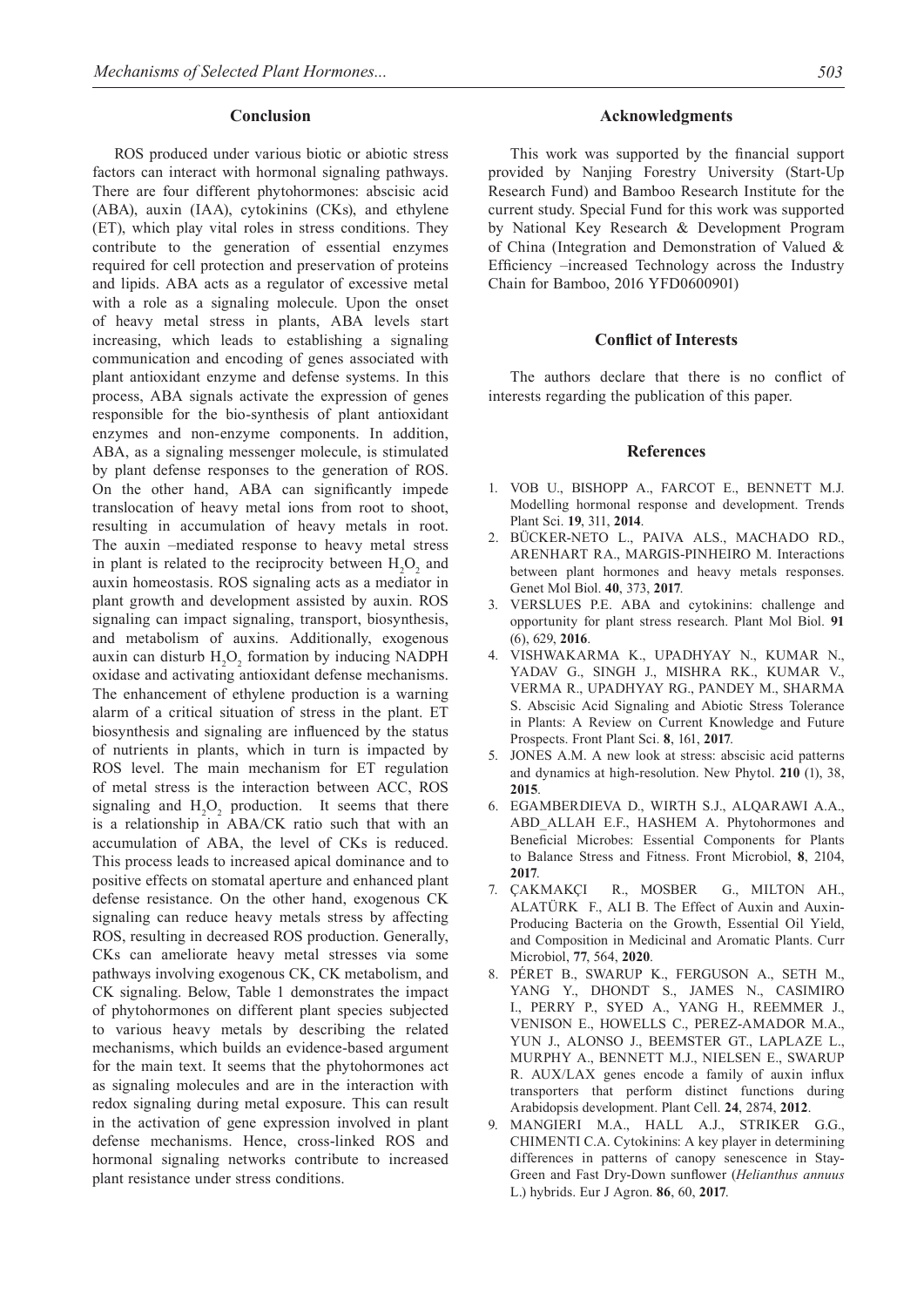## Conclusion

ROS produced under various biotic or abiotic stress factors can interact with hormonal signaling pathways. There are four different phytohormones: abscisic acid (ABA), auxin (IAA), cytokinins (CKs), and ethylene (ET), which play vital roles in stress conditions. They contribute to the generation of essential enzymes required for cell protection and preservation of proteins and lipids. ABA acts as a regulator of excessive metal with a role as a signaling molecule. Upon the onset of heavy metal stress in plants, ABA levels start increasing, which leads to establishing a signaling communication and encoding of genes associated with plant antioxidant enzyme and defense systems. In this process, ABA signals activate the expression of genes responsible for the bio-synthesis of plant antioxidant enzymes and non-enzyme components. In addition, ABA, as a signaling messenger molecule, is stimulated by plant defense responses to the generation of ROS. On the other hand, ABA can significantly impede translocation of heavy metal ions from root to shoot, resulting in accumulation of heavy metals in root. The auxin –mediated response to heavy metal stress in plant is related to the reciprocity between $H_2O_2$ and auxin homeostasis. ROS signaling acts as a mediator in plant growth and development assisted by auxin. ROS signaling can impact signaling, transport, biosynthesis, and metabolism of auxins. Additionally, exogenous auxin can disturb $H_2O_2$ formation by inducing NADPH oxidase and activating antioxidant defense mechanisms. The enhancement of ethylene production is a warning alarm of a critical situation of stress in the plant. ET biosynthesis and signaling are influenced by the status of nutrients in plants, which in turn is impacted by ROS level. The main mechanism for ET regulation of metal stress is the interaction between ACC, ROS signaling and $H_2O_2$ production. It seems that there is a relationship in ABA/CK ratio such that with an accumulation of ABA, the level of CKs is reduced. This process leads to increased apical dominance and to positive effects on stomatal aperture and enhanced plant defense resistance. On the other hand, exogenous CK signaling can reduce heavy metals stress by affecting ROS, resulting in decreased ROS production. Generally, CKs can ameliorate heavy metal stresses via some pathways involving exogenous CK, CK metabolism, and CK signaling. Below, Table 1 demonstrates the impact of phytohormones on different plant species subjected to various heavy metals by describing the related mechanisms, which builds an evidence-based argument for the main text. It seems that the phytohormones act as signaling molecules and are in the interaction with redox signaling during metal exposure. This can result in the activation of gene expression involved in plant defense mechanisms. Hence, cross-linked ROS and hormonal signaling networks contribute to increased plant resistance under stress conditions.

## Acknowledgments

This work was supported by the financial support provided by Nanjing Forestry University (Start-Up Research Fund) and Bamboo Research Institute for the current study. Special Fund for this work was supported by National Key Research & Development Program of China (Integration and Demonstration of Valued & Efficiency –increased Technology across the Industry Chain for Bamboo, 2016 YFD0600901)

## Conflict of Interests

The authors declare that there is no conflict of interests regarding the publication of this paper.

## References

1. VOB U., BISHOPP A., FARCOT E., BENNETT M.J. Modelling hormonal response and development. Trends Plant Sci. **19**, 311, **2014**.
2. BÜCKER-NETO L., PAIVA ALS., MACHADO RD., ARENHART RA., MARGIS-PINHEIRO M. Interactions between plant hormones and heavy metals responses. Genet Mol Biol. **40**, 373, **2017**.
3. VERSLUES P.E. ABA and cytokinins: challenge and opportunity for plant stress research. Plant Mol Biol. **91** (6), 629, **2016**.
4. VISHWAKARMA K., UPADHYAY N., KUMAR N., YADAV G., SINGH J., MISHRA RK., KUMAR V., VERMA R., UPADHYAY RG., PANDEY M., SHARMA S. Abscisic Acid Signaling and Abiotic Stress Tolerance in Plants: A Review on Current Knowledge and Future Prospects. Front Plant Sci. **8**, 161, **2017**.
5. JONES A.M. A new look at stress: abscisic acid patterns and dynamics at high-resolution. New Phytol. **210** (1), 38, **2015**.
6. EGAMBERDIEVA D., WIRTH S.J., ALQARAWI A.A., ABD_ALLAH E.F., HASHEM A. Phytohormones and Beneficial Microbes: Essential Components for Plants to Balance Stress and Fitness. Front Microbiol, **8**, 2104, **2017**.
7. ÇAKMAKÇI R., MOSBER G., MILTON AH., ALATÜRK F., ALI B. The Effect of Auxin and Auxin-Producing Bacteria on the Growth, Essential Oil Yield, and Composition in Medicinal and Aromatic Plants. Curr Microbiol, **77**, 564, **2020**.
8. PÉRET B., SWARUP K., FERGUSON A., SETH M., YANG Y., DHONDT S., JAMES N., CASIMIRO I., PERRY P., SYED A., YANG H., REEMMER J., VENISON E., HOWELLS C., PEREZ-AMADOR M.A., YUN J., ALONSO J., BEEMSTER GT., LAPLAZE L., MURPHY A., BENNETT M.J., NIELSEN E., SWARUP R. AUX/LAX genes encode a family of auxin influx transporters that perform distinct functions during Arabidopsis development. Plant Cell. **24**, 2874, **2012**.
9. MANGIERI M.A., HALL A.J., STRIKER G.G., CHIMENTI C.A. Cytokinins: A key player in determining differences in patterns of canopy senescence in Stay-Green and Fast Dry-Down sunflower (*Helianthus annuus* L.) hybrids. Eur J Agron. **86**, 60, **2017**.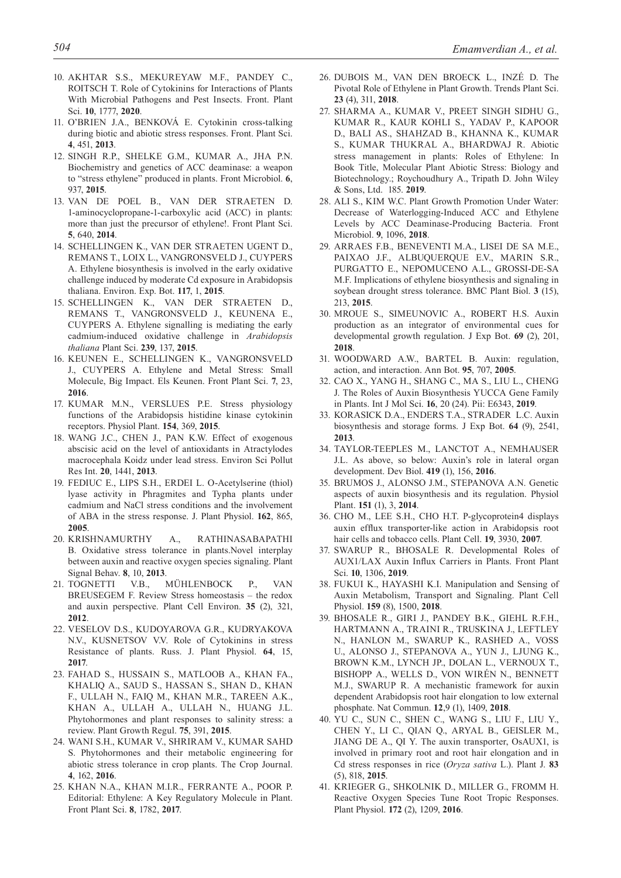10. AKHTAR S.S., MEKUREYAW M.F., PANDEY C., ROITSCH T. Role of Cytokinins for Interactions of Plants With Microbial Pathogens and Pest Insects. Front. Plant Sci. **10**, 1777, **2020**.
11. O'BRIEN J.A., BENKOVÁ E. Cytokinin cross-talking during biotic and abiotic stress responses. Front. Plant Sci. **4**, 451, **2013**.
12. SINGH R.P., SHELKE G.M., KUMAR A., JHA P.N. Biochemistry and genetics of ACC deaminase: a weapon to "stress ethylene" produced in plants. Front Microbiol. **6**, 937, **2015**.
13. VAN DE POEL B., VAN DER STRAETEN D. 1-aminocyclopropane-1-carboxylic acid (ACC) in plants: more than just the precursor of ethylene!. Front Plant Sci. **5**, 640, **2014**.
14. SCHELLINGEN K., VAN DER STRAETEN UGENT D., REMANS T., LOIX L., VANGRONSVELD J., CUYPERS A. Ethylene biosynthesis is involved in the early oxidative challenge induced by moderate Cd exposure in Arabidopsis thaliana. Environ. Exp. Bot. **117**, 1, **2015**.
15. SCHELLINGEN K., VAN DER STRAETEN D., REMANS T., VANGRONSVELD J., KEUNENA E., CUYPERS A. Ethylene signalling is mediating the early cadmium-induced oxidative challenge in *Arabidopsis thaliana* Plant Sci. **239**, 137, **2015**.
16. KEUNEN E., SCHELLINGEN K., VANGRONSVELD J., CUYPERS A. Ethylene and Metal Stress: Small Molecule, Big Impact. Els Keunen. Front Plant Sci. **7**, 23, **2016**.
17. KUMAR M.N., VERSLUES P.E. Stress physiology functions of the Arabidopsis histidine kinase cytokinin receptors. Physiol Plant. **154**, 369, **2015**.
18. WANG J.C., CHEN J., PAN K.W. Effect of exogenous abscisic acid on the level of antioxidants in Atractylodes macrocephala Koidz under lead stress. Environ Sci Pollut Res Int. **20**, 1441, **2013**.
19. FEDIUC E., LIPS S.H., ERDEI L. O-Acetylserine (thiol) lyase activity in Phragmites and Typha plants under cadmium and NaCl stress conditions and the involvement of ABA in the stress response. J. Plant Physiol. **162**, 865, **2005**.
20. KRISHNAMURTHY A., RATHINASABAPATHI B. Oxidative stress tolerance in plants.Novel interplay between auxin and reactive oxygen species signaling. Plant Signal Behav. **8**, 10, **2013**.
21. TOGNETTI V.B., MÜHLENBOCK P., VAN BREUSEGEM F. Review Stress homeostasis – the redox and auxin perspective. Plant Cell Environ. **35** (2), 321, **2012**.
22. VESELOV D.S., KUDOYAROVA G.R., KUDRYAKOVA N.V., KUSNETSOV V.V. Role of Cytokinins in stress Resistance of plants. Russ. J. Plant Physiol. **64**, 15, **2017**.
23. FAHAD S., HUSSAIN S., MATLOOB A., KHAN FA., KHALIQ A., SAUD S., HASSAN S., SHAN D., KHAN F., ULLAH N., FAIQ M., KHAN M.R., TAREEN A.K., KHAN A., ULLAH A., ULLAH N., HUANG J.L. Phytohormones and plant responses to salinity stress: a review. Plant Growth Regul. **75**, 391, **2015**.
24. WANI S.H., KUMAR V., SHRIRAM V., KUMAR SAHD S. Phytohormones and their metabolic engineering for abiotic stress tolerance in crop plants. The Crop Journal. **4**, 162, **2016**.
25. KHAN N.A., KHAN M.I.R., FERRANTE A., POOR P. Editorial: Ethylene: A Key Regulatory Molecule in Plant. Front Plant Sci. **8**, 1782, **2017**.
26. DUBOIS M., VAN DEN BROECK L., INZÉ D. The Pivotal Role of Ethylene in Plant Growth. Trends Plant Sci. **23** (4), 311, **2018**.
27. SHARMA A., KUMAR V., PREET SINGH SIDHU G., KUMAR R., KAUR KOHLI S., YADAV P., KAPOOR D., BALI AS., SHAHZAD B., KHANNA K., KUMAR S., KUMAR THUKRAL A., BHARDWAJ R. Abiotic stress management in plants: Roles of Ethylene: In Book Title, Molecular Plant Abiotic Stress: Biology and Biotechnology.; Roychoudhury A., Tripath D. John Wiley & Sons, Ltd. 185. **2019**.
28. ALI S., KIM W.C. Plant Growth Promotion Under Water: Decrease of Waterlogging-Induced ACC and Ethylene Levels by ACC Deaminase-Producing Bacteria. Front Microbiol. **9**, 1096, **2018**.
29. ARRAES F.B., BENEVENTI M.A., LISEI DE SA M.E., PAIXAO J.F., ALBUQUERQUE E.V., MARIN S.R., PURGATTO E., NEPOMUCENO A.L., GROSSI-DE-SA M.F. Implications of ethylene biosynthesis and signaling in soybean drought stress tolerance. BMC Plant Biol. **3** (15), 213, **2015**.
30. MROUE S., SIMEUNOVIC A., ROBERT H.S. Auxin production as an integrator of environmental cues for developmental growth regulation. J Exp Bot. **69** (2), 201, **2018**.
31. WOODWARD A.W., BARTEL B. Auxin: regulation, action, and interaction. Ann Bot. **95**, 707, **2005**.
32. CAO X., YANG H., SHANG C., MA S., LIU L., CHENG J. The Roles of Auxin Biosynthesis YUCCA Gene Family in Plants. Int J Mol Sci. **16**, 20 (24). Pii: E6343, **2019**.
33. KORASICK D.A., ENDERS T.A., STRADER L.C. Auxin biosynthesis and storage forms. J Exp Bot. **64** (9), 2541, **2013**.
34. TAYLOR-TEEPLES M., LANCTOT A., NEMHAUSER J.L. As above, so below: Auxin's role in lateral organ development. Dev Biol. **419** (1), 156, **2016**.
35. BRUMOS J., ALONSO J.M., STEPANOVA A.N. Genetic aspects of auxin biosynthesis and its regulation. Physiol Plant. **151** (1), 3, **2014**.
36. CHO M., LEE S.H., CHO H.T. P-glycoprotein4 displays auxin efflux transporter-like action in Arabidopsis root hair cells and tobacco cells. Plant Cell. **19**, 3930, **2007**.
37. SWARUP R., BHOSALE R. Developmental Roles of AUX1/LAX Auxin Influx Carriers in Plants. Front Plant Sci. **10**, 1306, **2019**.
38. FUKUI K., HAYASHI K.I. Manipulation and Sensing of Auxin Metabolism, Transport and Signaling. Plant Cell Physiol. **159** (8), 1500, **2018**.
39. BHOSALE R., GIRI J., PANDEY B.K., GIEHL R.F.H., HARTMANN A., TRAINI R., TRUSKINA J., LEFTLEY N., HANLON M., SWARUP K., RASHED A., VOSS U., ALONSO J., STEPANOVA A., YUN J., LJUNG K., BROWN K.M., LYNCH JP., DOLAN L., VERNOUX T., BISHOPP A., WELLS D., VON WIRÉN N., BENNETT M.J., SWARUP R. A mechanistic framework for auxin dependent Arabidopsis root hair elongation to low external phosphate. Nat Commun. **12**,9 (1), 1409, **2018**.
40. YU C., SUN C., SHEN C., WANG S., LIU F., LIU Y., CHEN Y., LI C., QIAN Q., ARYAL B., GEISLER M., JIANG DE A., QI Y. The auxin transporter, OsAUX1, is involved in primary root and root hair elongation and in Cd stress responses in rice (*Oryza sativa* L.). Plant J. **83** (5), 818, **2015**.
41. KRIEGER G., SHKOLNIK D., MILLER G., FROMM H. Reactive Oxygen Species Tune Root Tropic Responses. Plant Physiol. **172** (2), 1209, **2016**.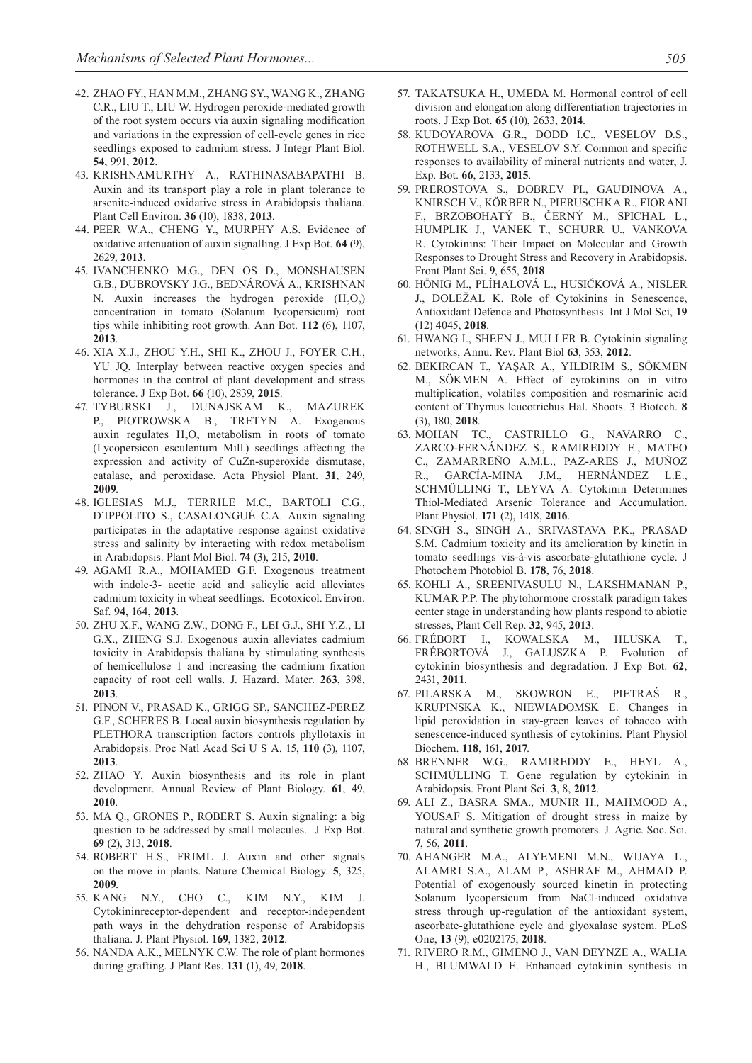42. ZHAO FY., HAN M.M., ZHANG SY., WANG K., ZHANG C.R., LIU T., LIU W. Hydrogen peroxide-mediated growth of the root system occurs via auxin signaling modification and variations in the expression of cell-cycle genes in rice seedlings exposed to cadmium stress. J Integr Plant Biol. **54**, 991, **2012**.
43. KRISHNAMURTHY A., RATHINASABAPATHI B. Auxin and its transport play a role in plant tolerance to arsenite-induced oxidative stress in Arabidopsis thaliana. Plant Cell Environ. **36** (10), 1838, **2013**.
44. PEER W.A., CHENG Y., MURPHY A.S. Evidence of oxidative attenuation of auxin signalling. J Exp Bot. **64** (9), 2629, **2013**.
45. IVANCHENKO M.G., DEN OS D., MONSHAUSEN G.B., DUBROVSKY J.G., BEDNÁROVÁ A., KRISHNAN N. Auxin increases the hydrogen peroxide ($H_2O_2$) concentration in tomato (Solanum lycopersicum) root tips while inhibiting root growth. Ann Bot. **112** (6), 1107, **2013**.
46. XIA X.J., ZHOU Y.H., SHI K., ZHOU J., FOYER C.H., YU JQ. Interplay between reactive oxygen species and hormones in the control of plant development and stress tolerance. J Exp Bot. **66** (10), 2839, **2015**.
47. TYBURSKI J., DUNAJSKAM K., MAZUREK P., PIOTROWSKA B., TRETYN A. Exogenous auxin regulates $H_2O_2$ metabolism in roots of tomato (Lycopersicon esculentum Mill.) seedlings affecting the expression and activity of CuZn-superoxide dismutase, catalase, and peroxidase. Acta Physiol Plant. **31**, 249, **2009**.
48. IGLESIAS M.J., TERRILE M.C., BARTOLI C.G., D'IPPÓLITO S., CASALONGUÉ C.A. Auxin signaling participates in the adaptative response against oxidative stress and salinity by interacting with redox metabolism in Arabidopsis. Plant Mol Biol. **74** (3), 215, **2010**.
49. AGAMI R.A., MOHAMED G.F. Exogenous treatment with indole-3- acetic acid and salicylic acid alleviates cadmium toxicity in wheat seedlings. Ecotoxicol. Environ. Saf. **94**, 164, **2013**.
50. ZHU X.F., WANG Z.W., DONG F., LEI G.J., SHI Y.Z., LI G.X., ZHENG S.J. Exogenous auxin alleviates cadmium toxicity in Arabidopsis thaliana by stimulating synthesis of hemicellulose 1 and increasing the cadmium fixation capacity of root cell walls. J. Hazard. Mater. **263**, 398, **2013**.
51. PINON V., PRASAD K., GRIGG SP., SANCHEZ-PEREZ G.F., SCHERES B. Local auxin biosynthesis regulation by PLETHORA transcription factors controls phyllotaxis in Arabidopsis. Proc Natl Acad Sci U S A. 15, **110** (3), 1107, **2013**.
52. ZHAO Y. Auxin biosynthesis and its role in plant development. Annual Review of Plant Biology. **61**, 49, **2010**.
53. MA Q., GRONES P., ROBERT S. Auxin signaling: a big question to be addressed by small molecules. J Exp Bot. **69** (2), 313, **2018**.
54. ROBERT H.S., FRIML J. Auxin and other signals on the move in plants. Nature Chemical Biology. **5**, 325, **2009**.
55. KANG N.Y., CHO C., KIM N.Y., KIM J. Cytokininreceptor-dependent and receptor-independent path ways in the dehydration response of Arabidopsis thaliana. J. Plant Physiol. **169**, 1382, **2012**.
56. NANDA A.K., MELNYK C.W. The role of plant hormones during grafting. J Plant Res. **131** (1), 49, **2018**.
57. TAKATSUKA H., UMEDA M. Hormonal control of cell division and elongation along differentiation trajectories in roots. J Exp Bot. **65** (10), 2633, **2014**.
58. KUDOYAROVA G.R., DODD I.C., VESELOV D.S., ROTHWELL S.A., VESELOV S.Y. Common and specific responses to availability of mineral nutrients and water, J. Exp. Bot. **66**, 2133, **2015**.
59. PREROSTOVA S., DOBREV PI., GAUDINOVA A., KNIRSCH V., KÖRBER N., PIERUSCHKA R., FIORANI F., BRZOBOHATÝ B., ČERNÝ M., SPICHAL L., HUMPLIK J., VANEK T., SCHURR U., VANKOVA R. Cytokinins: Their Impact on Molecular and Growth Responses to Drought Stress and Recovery in Arabidopsis. Front Plant Sci. **9**, 655, **2018**.
60. HÖNIG M., PLÍHALOVÁ L., HUSIČKOVÁ A., NISLER J., DOLEŽAL K. Role of Cytokinins in Senescence, Antioxidant Defence and Photosynthesis. Int J Mol Sci, **19** (12) 4045, **2018**.
61. HWANG I., SHEEN J., MULLER B. Cytokinin signaling networks, Annu. Rev. Plant Biol **63**, 353, **2012**.
62. BEKIRCAN T., YAŞAR A., YILDIRIM S., SÖKMEN M., SÖKMEN A. Effect of cytokinins on in vitro multiplication, volatiles composition and rosmarinic acid content of Thymus leucotrichus Hal. Shoots. 3 Biotech. **8** (3), 180, **2018**.
63. MOHAN TC., CASTRILLO G., NAVARRO C., ZARCO-FERNÁNDEZ S., RAMIREDDY E., MATEO C., ZAMARREÑO A.M.L., PAZ-ARES J., MUÑOZ R., GARCÍA-MINA J.M., HERNÁNDEZ L.E., SCHMÜLLING T., LEYVA A. Cytokinin Determines Thiol-Mediated Arsenic Tolerance and Accumulation. Plant Physiol. **171** (2), 1418, **2016**.
64. SINGH S., SINGH A., SRIVASTAVA P.K., PRASAD S.M. Cadmium toxicity and its amelioration by kinetin in tomato seedlings vis-à-vis ascorbate-glutathione cycle. J Photochem Photobiol B. **178**, 76, **2018**.
65. KOHLI A., SREENIVASULU N., LAKSHMANAN P., KUMAR P.P. The phytohormone crosstalk paradigm takes center stage in understanding how plants respond to abiotic stresses, Plant Cell Rep. **32**, 945, **2013**.
66. FRÉBORT I., KOWALSKA M., HLUSKA T., FRÉBORTOVÁ J., GALUSZKA P. Evolution of cytokinin biosynthesis and degradation. J Exp Bot. **62**, 2431, **2011**.
67. PILARSKA M., SKOWRON E., PIETRAŚ R., KRUPINSKA K., NIEWIADOMSK E. Changes in lipid peroxidation in stay-green leaves of tobacco with senescence-induced synthesis of cytokinins. Plant Physiol Biochem. **118**, 161, **2017**.
68. BRENNER W.G., RAMIREDDY E., HEYL A., SCHMÜLLING T. Gene regulation by cytokinin in Arabidopsis. Front Plant Sci. **3**, 8, **2012**.
69. ALI Z., BASRA SMA., MUNIR H., MAHMOOD A., YOUSAF S. Mitigation of drought stress in maize by natural and synthetic growth promoters. J. Agric. Soc. Sci. **7**, 56, **2011**.
70. AHANGER M.A., ALYEMENI M.N., WIJAYA L., ALAMRI S.A., ALAM P., ASHRAF M., AHMAD P. Potential of exogenously sourced kinetin in protecting Solanum lycopersicum from NaCl-induced oxidative stress through up-regulation of the antioxidant system, ascorbate-glutathione cycle and glyoxalase system. PLoS One, **13** (9), e0202175, **2018**.
71. RIVERO R.M., GIMENO J., VAN DEYNZE A., WALIA H., BLUMWALD E. Enhanced cytokinin synthesis in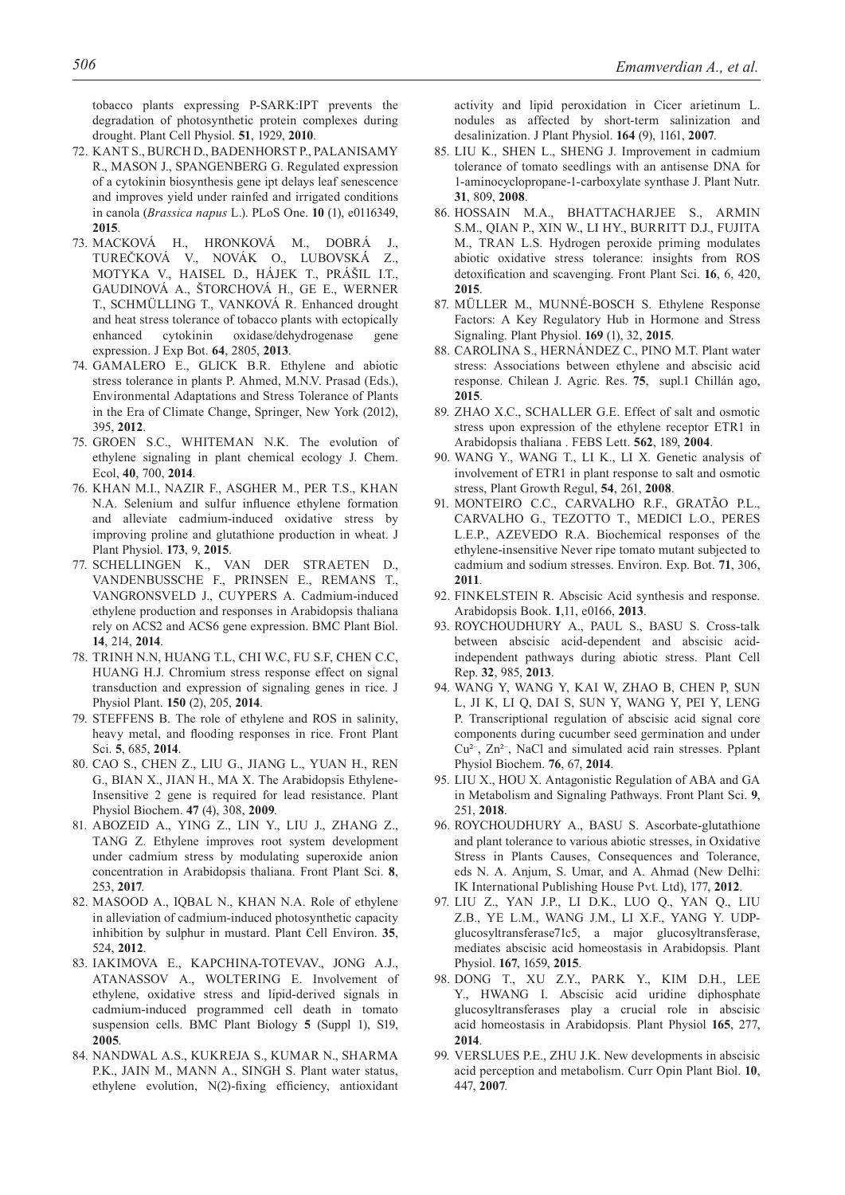tobacco plants expressing P-SARK:IPT prevents the degradation of photosynthetic protein complexes during drought. Plant Cell Physiol. **51**, 1929, **2010**.

72. KANT S., BURCH D., BADENHORST P., PALANISAMY R., MASON J., SPANGENBERG G. Regulated expression of a cytokinin biosynthesis gene ipt delays leaf senescence and improves yield under rainfed and irrigated conditions in canola (*Brassica napus* L.). PLoS One. **10** (1), e0116349, **2015**.
73. MACKOVÁ H., HRONKOVÁ M., DOBRÁ J., TUREČKOVÁ V., NOVÁK O., LUBOVSKÁ Z., MOTYKA V., HAISEL D., HÁJEK T., PRÁŠIL I.T., GAUDINOVÁ A., ŠTORCHOVÁ H., GE E., WERNER T., SCHMÜLLING T., VANKOVÁ R. Enhanced drought and heat stress tolerance of tobacco plants with ectopically enhanced cytokinin oxidase/dehydrogenase gene expression. J Exp Bot. **64**, 2805, **2013**.
74. GAMALERO E., GLICK B.R. Ethylene and abiotic stress tolerance in plants P. Ahmed, M.N.V. Prasad (Eds.), Environmental Adaptations and Stress Tolerance of Plants in the Era of Climate Change, Springer, New York (2012), 395, **2012**.
75. GROEN S.C., WHITEMAN N.K. The evolution of ethylene signaling in plant chemical ecology J. Chem. Ecol, **40**, 700, **2014**.
76. KHAN M.I., NAZIR F., ASGHER M., PER T.S., KHAN N.A. Selenium and sulfur influence ethylene formation and alleviate cadmium-induced oxidative stress by improving proline and glutathione production in wheat. J Plant Physiol. **173**, 9, **2015**.
77. SCHELLINGEN K., VAN DER STRAETEN D., VANDENBUSSCHE F., PRINSEN E., REMANS T., VANGRONSVELD J., CUYPERS A. Cadmium-induced ethylene production and responses in Arabidopsis thaliana rely on ACS2 and ACS6 gene expression. BMC Plant Biol. **14**, 214, **2014**.
78. TRINH N.N, HUANG T.L, CHI W.C, FU S.F, CHEN C.C, HUANG H.J. Chromium stress response effect on signal transduction and expression of signaling genes in rice. J Physiol Plant. **150** (2), 205, **2014**.
79. STEFFENS B. The role of ethylene and ROS in salinity, heavy metal, and flooding responses in rice. Front Plant Sci. **5**, 685, **2014**.
80. CAO S., CHEN Z., LIU G., JIANG L., YUAN H., REN G., BIAN X., JIAN H., MA X. The Arabidopsis Ethylene-Insensitive 2 gene is required for lead resistance. Plant Physiol Biochem. **47** (4), 308, **2009**.
81. ABOZEID A., YING Z., LIN Y., LIU J., ZHANG Z., TANG Z. Ethylene improves root system development under cadmium stress by modulating superoxide anion concentration in Arabidopsis thaliana. Front Plant Sci. **8**, 253, **2017**.
82. MASOOD A., IQBAL N., KHAN N.A. Role of ethylene in alleviation of cadmium-induced photosynthetic capacity inhibition by sulphur in mustard. Plant Cell Environ. **35**, 524, **2012**.
83. IAKIMOVA E., KAPCHINA-TOTEVAV., JONG A.J., ATANASSOV A., WOLTERING E. Involvement of ethylene, oxidative stress and lipid-derived signals in cadmium-induced programmed cell death in tomato suspension cells. BMC Plant Biology **5** (Suppl 1), S19, **2005**.
84. NANDWAL A.S., KUKREJA S., KUMAR N., SHARMA P.K., JAIN M., MANN A., SINGH S. Plant water status, ethylene evolution, N(2)-fixing efficiency, antioxidant activity and lipid peroxidation in Cicer arietinum L. nodules as affected by short-term salinization and desalinization. J Plant Physiol. **164** (9), 1161, **2007**.
85. LIU K., SHEN L., SHENG J. Improvement in cadmium tolerance of tomato seedlings with an antisense DNA for 1-aminocyclopropane-1-carboxylate synthase J. Plant Nutr. **31**, 809, **2008**.
86. HOSSAIN M.A., BHATTACHARJEE S., ARMIN S.M., QIAN P., XIN W., LI HY., BURRITT D.J., FUJITA M., TRAN L.S. Hydrogen peroxide priming modulates abiotic oxidative stress tolerance: insights from ROS detoxification and scavenging. Front Plant Sci. **16**, 6, 420, **2015**.
87. MÜLLER M., MUNNÉ-BOSCH S. Ethylene Response Factors: A Key Regulatory Hub in Hormone and Stress Signaling. Plant Physiol. **169** (1), 32, **2015**.
88. CAROLINA S., HERNÁNDEZ C., PINO M.T. Plant water stress: Associations between ethylene and abscisic acid response. Chilean J. Agric. Res. **75**, supl.1 Chillán ago, **2015**.
89. ZHAO X.C., SCHALLER G.E. Effect of salt and osmotic stress upon expression of the ethylene receptor ETR1 in Arabidopsis thaliana . FEBS Lett. **562**, 189, **2004**.
90. WANG Y., WANG T., LI K., LI X. Genetic analysis of involvement of ETR1 in plant response to salt and osmotic stress, Plant Growth Regul, **54**, 261, **2008**.
91. MONTEIRO C.C., CARVALHO R.F., GRATÃO P.L., CARVALHO G., TEZOTTO T., MEDICI L.O., PERES L.E.P., AZEVEDO R.A. Biochemical responses of the ethylene-insensitive Never ripe tomato mutant subjected to cadmium and sodium stresses. Environ. Exp. Bot. **71**, 306, **2011**.
92. FINKELSTEIN R. Abscisic Acid synthesis and response. Arabidopsis Book. **1**,11, e0166, **2013**.
93. ROYCHOUDHURY A., PAUL S., BASU S. Cross-talk between abscisic acid-dependent and abscisic acid-independent pathways during abiotic stress. Plant Cell Rep. **32**, 985, **2013**.
94. WANG Y, WANG Y, KAI W, ZHAO B, CHEN P, SUN L, JI K, LI Q, DAI S, SUN Y, WANG Y, PEI Y, LENG P. Transcriptional regulation of abscisic acid signal core components during cucumber seed germination and under $Cu^{2-}$, $Zn^{2-}$, NaCl and simulated acid rain stresses. Pplant Physiol Biochem. **76**, 67, **2014**.
95. LIU X., HOU X. Antagonistic Regulation of ABA and GA in Metabolism and Signaling Pathways. Front Plant Sci. **9**, 251, **2018**.
96. ROYCHOUDHURY A., BASU S. Ascorbate-glutathione and plant tolerance to various abiotic stresses, in Oxidative Stress in Plants Causes, Consequences and Tolerance, eds N. A. Anjum, S. Umar, and A. Ahmad (New Delhi: IK International Publishing House Pvt. Ltd), 177, **2012**.
97. LIU Z., YAN J.P., LI D.K., LUO Q., YAN Q., LIU Z.B., YE L.M., WANG J.M., LI X.F., YANG Y. UDP-glucosyltransferase71c5, a major glucosyltransferase, mediates abscisic acid homeostasis in Arabidopsis. Plant Physiol. **167**, 1659, **2015**.
98. DONG T., XU Z.Y., PARK Y., KIM D.H., LEE Y., HWANG I. Abscisic acid uridine diphosphate glucosyltransferases play a crucial role in abscisic acid homeostasis in Arabidopsis. Plant Physiol **165**, 277, **2014**.
99. VERSLUES P.E., ZHU J.K. New developments in abscisic acid perception and metabolism. Curr Opin Plant Biol. **10**, 447, **2007**.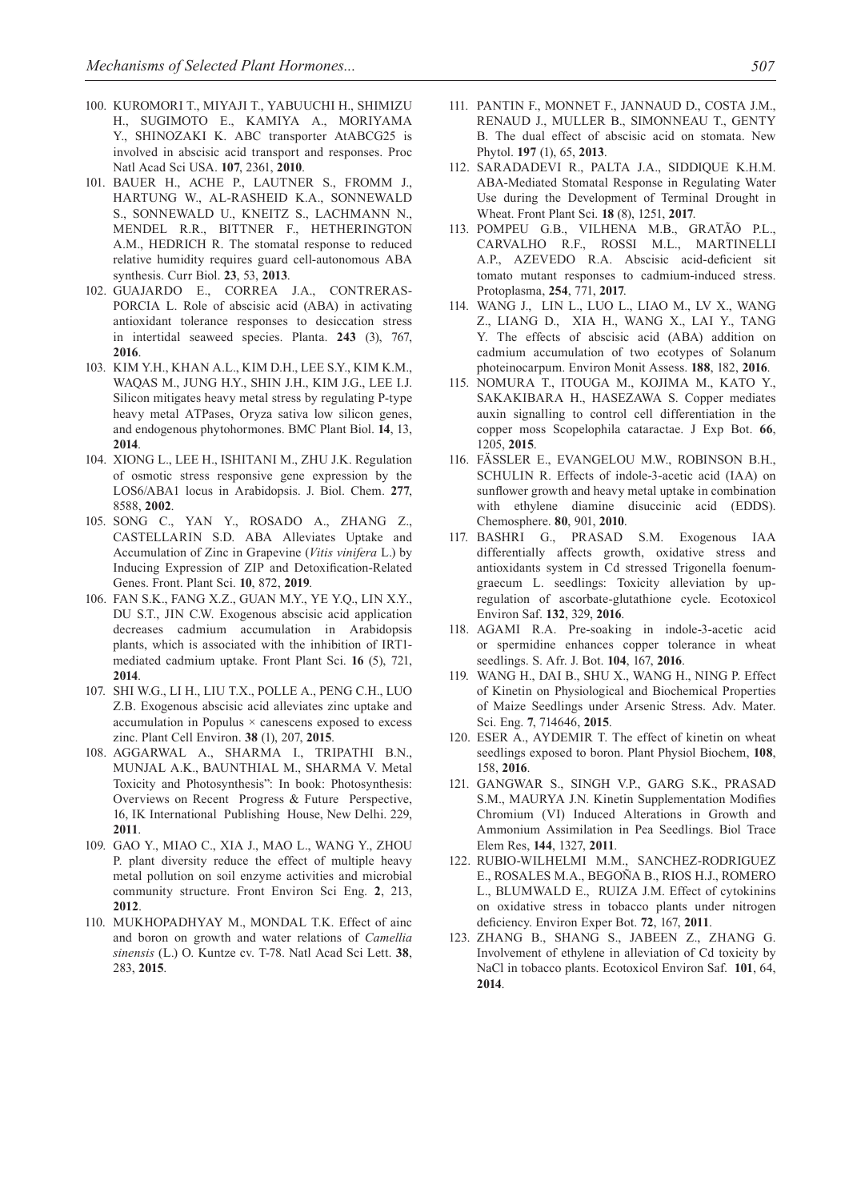100. KUROMORI T., MIYAJI T., YABUUCHI H., SHIMIZU H., SUGIMOTO E., KAMIYA A., MORIYAMA Y., SHINOZAKI K. ABC transporter AtABCG25 is involved in abscisic acid transport and responses. Proc Natl Acad Sci USA. **107**, 2361, **2010**.
101. BAUER H., ACHE P., LAUTNER S., FROMM J., HARTUNG W., AL-RASHEID K.A., SONNEWALD S., SONNEWALD U., KNEITZ S., LACHMANN N., MENDEL R.R., BITTNER F., HETHERINGTON A.M., HEDRICH R. The stomatal response to reduced relative humidity requires guard cell-autonomous ABA synthesis. Curr Biol. **23**, 53, **2013**.
102. GUAJARDO E., CORREA J.A., CONTRERAS-PORCIA L. Role of abscisic acid (ABA) in activating antioxidant tolerance responses to desiccation stress in intertidal seaweed species. Planta. **243** (3), 767, **2016**.
103. KIM Y.H., KHAN A.L., KIM D.H., LEE S.Y., KIM K.M., WAQAS M., JUNG H.Y., SHIN J.H., KIM J.G., LEE I.J. Silicon mitigates heavy metal stress by regulating P-type heavy metal ATPases, Oryza sativa low silicon genes, and endogenous phytohormones. BMC Plant Biol. **14**, 13, **2014**.
104. XIONG L., LEE H., ISHITANI M., ZHU J.K. Regulation of osmotic stress responsive gene expression by the LOS6/ABA1 locus in Arabidopsis. J. Biol. Chem. **277**, 8588, **2002**.
105. SONG C., YAN Y., ROSADO A., ZHANG Z., CASTELLARIN S.D. ABA Alleviates Uptake and Accumulation of Zinc in Grapevine (*Vitis vinifera* L.) by Inducing Expression of ZIP and Detoxification-Related Genes. Front. Plant Sci. **10**, 872, **2019**.
106. FAN S.K., FANG X.Z., GUAN M.Y., YE Y.Q., LIN X.Y., DU S.T., JIN C.W. Exogenous abscisic acid application decreases cadmium accumulation in Arabidopsis plants, which is associated with the inhibition of IRT1-mediated cadmium uptake. Front Plant Sci. **16** (5), 721, **2014**.
107. SHI W.G., LI H., LIU T.X., POLLE A., PENG C.H., LUO Z.B. Exogenous abscisic acid alleviates zinc uptake and accumulation in Populus × canescens exposed to excess zinc. Plant Cell Environ. **38** (1), 207, **2015**.
108. AGGARWAL A., SHARMA I., TRIPATHI B.N., MUNJAL A.K., BAUNTHIAL M., SHARMA V. Metal Toxicity and Photosynthesis": In book: Photosynthesis: Overviews on Recent Progress & Future Perspective, 16, IK International Publishing House, New Delhi. 229, **2011**.
109. GAO Y., MIAO C., XIA J., MAO L., WANG Y., ZHOU P. plant diversity reduce the effect of multiple heavy metal pollution on soil enzyme activities and microbial community structure. Front Environ Sci Eng. **2**, 213, **2012**.
110. MUKHOPADHYAY M., MONDAL T.K. Effect of ainc and boron on growth and water relations of *Camellia sinensis* (L.) O. Kuntze cv. T-78. Natl Acad Sci Lett. **38**, 283, **2015**.
111. PANTIN F., MONNET F., JANNAUD D., COSTA J.M., RENAUD J., MULLER B., SIMONNEAU T., GENTY B. The dual effect of abscisic acid on stomata. New Phytol. **197** (1), 65, **2013**.
112. SARADADEVI R., PALTA J.A., SIDDIQUE K.H.M. ABA-Mediated Stomatal Response in Regulating Water Use during the Development of Terminal Drought in Wheat. Front Plant Sci. **18** (8), 1251, **2017**.
113. POMPEU G.B., VILHENA M.B., GRATÃO P.L., CARVALHO R.F., ROSSI M.L., MARTINELLI A.P., AZEVEDO R.A. Abscisic acid-deficient sit tomato mutant responses to cadmium-induced stress. Protoplasma, **254**, 771, **2017**.
114. WANG J., LIN L., LUO L., LIAO M., LV X., WANG Z., LIANG D., XIA H., WANG X., LAI Y., TANG Y. The effects of abscisic acid (ABA) addition on cadmium accumulation of two ecotypes of Solanum photeinocarpum. Environ Monit Assess. **188**, 182, **2016**.
115. NOMURA T., ITOUGA M., KOJIMA M., KATO Y., SAKAKIBARA H., HASEZAWA S. Copper mediates auxin signalling to control cell differentiation in the copper moss Scopelophila cataractae. J Exp Bot. **66**, 1205, **2015**.
116. FÄSSLER E., EVANGELOU M.W., ROBINSON B.H., SCHULIN R. Effects of indole-3-acetic acid (IAA) on sunflower growth and heavy metal uptake in combination with ethylene diamine disuccinic acid (EDDS). Chemosphere. **80**, 901, **2010**.
117. BASHRI G., PRASAD S.M. Exogenous IAA differentially affects growth, oxidative stress and antioxidants system in Cd stressed Trigonella foenum-graecum L. seedlings: Toxicity alleviation by up-regulation of ascorbate-glutathione cycle. Ecotoxicol Environ Saf. **132**, 329, **2016**.
118. AGAMI R.A. Pre-soaking in indole-3-acetic acid or spermidine enhances copper tolerance in wheat seedlings. S. Afr. J. Bot. **104**, 167, **2016**.
119. WANG H., DAI B., SHU X., WANG H., NING P. Effect of Kinetin on Physiological and Biochemical Properties of Maize Seedlings under Arsenic Stress. Adv. Mater. Sci. Eng. **7**, 714646, **2015**.
120. ESER A., AYDEMIR T. The effect of kinetin on wheat seedlings exposed to boron. Plant Physiol Biochem, **108**, 158, **2016**.
121. GANGWAR S., SINGH V.P., GARG S.K., PRASAD S.M., MAURYA J.N. Kinetin Supplementation Modifies Chromium (VI) Induced Alterations in Growth and Ammonium Assimilation in Pea Seedlings. Biol Trace Elem Res, **144**, 1327, **2011**.
122. RUBIO-WILHELMI M.M., SANCHEZ-RODRIGUEZ E., ROSALES M.A., BEGOÑA B., RIOS H.J., ROMERO L., BLUMWALD E., RUIZA J.M. Effect of cytokinins on oxidative stress in tobacco plants under nitrogen deficiency. Environ Exper Bot. **72**, 167, **2011**.
123. ZHANG B., SHANG S., JABEEN Z., ZHANG G. Involvement of ethylene in alleviation of Cd toxicity by NaCl in tobacco plants. Ecotoxicol Environ Saf. **101**, 64, **2014**.